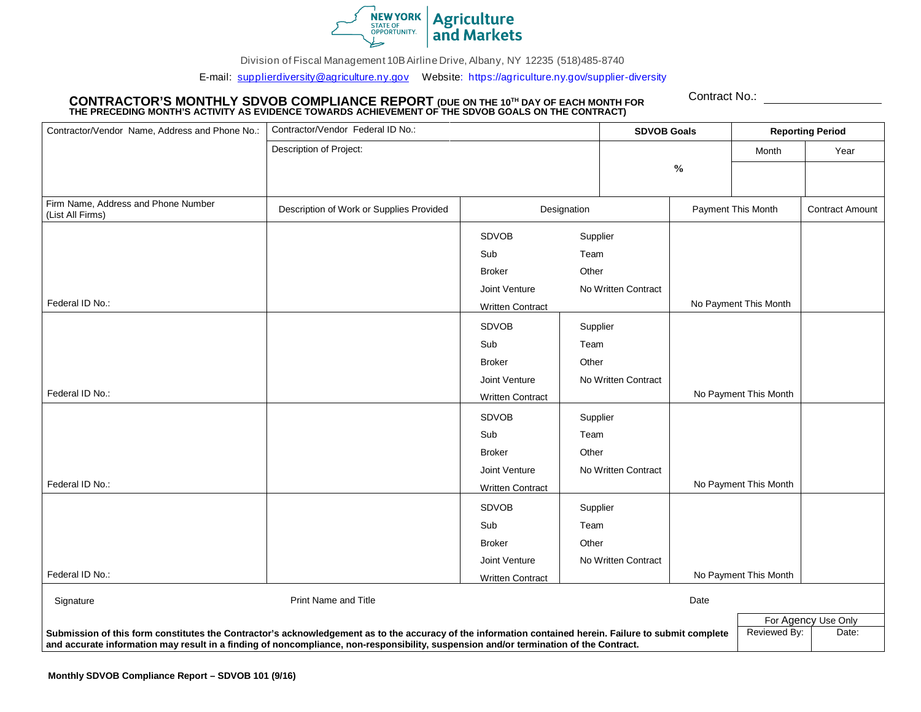NEW YORK STATE OF OPPORTUNITY. | Agriculture and Markets

Division of Fiscal Management 10B Airline Drive, Albany, NY 12235 (518)485-8740

E-mail: supplierdiversity@agriculture.ny.gov Website: https://agriculture.ny.gov/supplier-diversity

## CONTRACTOR'S MONTHLY SDVOB COMPLIANCE REPORT (DUE ON THE 10[TH] DAY OF EACH MONTH FOR THE PRECEDING MONTH'S ACTIVITY AS EVIDENCE TOWARDS ACHIEVEMENT OF THE SDVOB GOALS ON THE CONTRACT)

Contract No.: ____________________

| Contractor/Vendor Name, Address and Phone No.: | Contractor/Vendor Federal ID No.: | SDVOB Goals | Reporting Period | |
|---|---|---|---|---|
| | Description of Project: | % | Month | Year |

| Firm Name, Address and Phone Number (List All Firms) | Description of Work or Supplies Provided | Designation | Payment This Month | Contract Amount |
|---|---|---|---|---|
| Federal ID No.: | | SDVOB / Supplier / Sub / Team / Broker / Other / Joint Venture / No Written Contract / Written Contract | No Payment This Month | |
| Federal ID No.: | | SDVOB / Supplier / Sub / Team / Broker / Other / Joint Venture / No Written Contract / Written Contract | No Payment This Month | |
| Federal ID No.: | | SDVOB / Supplier / Sub / Team / Broker / Other / Joint Venture / No Written Contract / Written Contract | No Payment This Month | |
| Federal ID No.: | | SDVOB / Supplier / Sub / Team / Broker / Other / Joint Venture / No Written Contract / Written Contract | No Payment This Month | |

Signature Print Name and Title Date

| For Agency Use Only | |
|---|---|
| Reviewed By: | Date: |

**Submission of this form constitutes the Contractor's acknowledgement as to the accuracy of the information contained herein. Failure to submit complete and accurate information may result in a finding of noncompliance, non-responsibility, suspension and/or termination of the Contract.**

**Monthly SDVOB Compliance Report – SDVOB 101 (9/16)**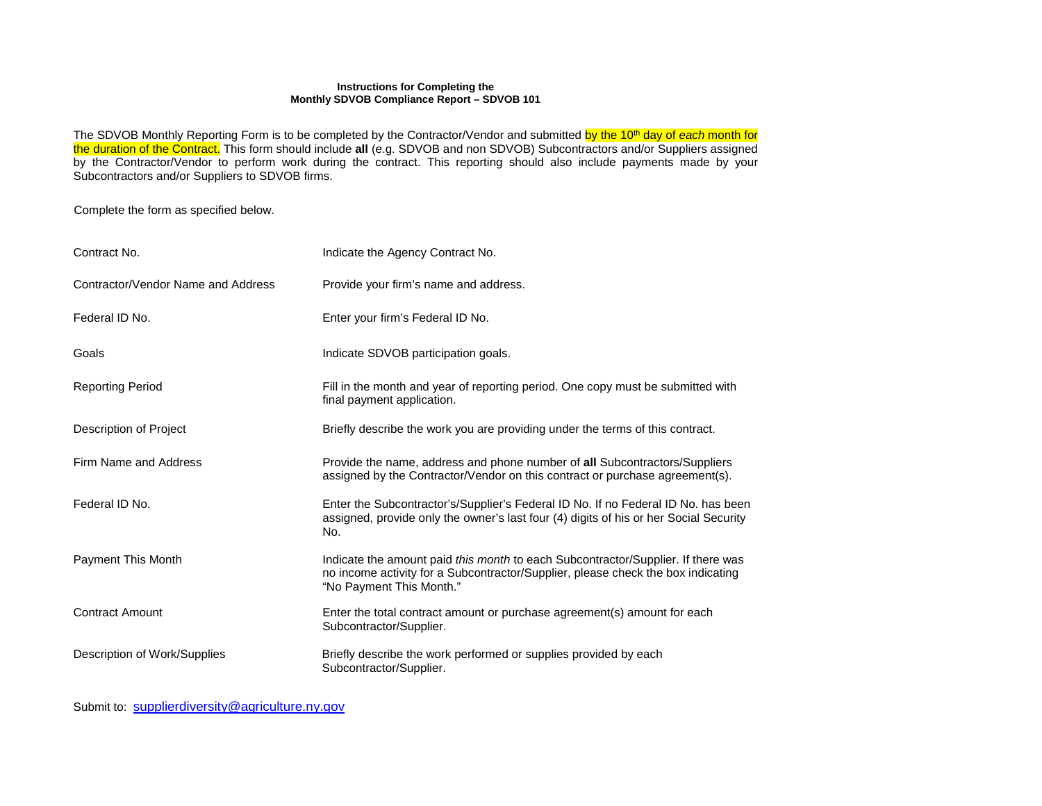**Instructions for Completing the**
**Monthly SDVOB Compliance Report – SDVOB 101**

The SDVOB Monthly Reporting Form is to be completed by the Contractor/Vendor and submitted by the 10th day of *each* month for the duration of the Contract. This form should include **all** (e.g. SDVOB and non SDVOB) Subcontractors and/or Suppliers assigned by the Contractor/Vendor to perform work during the contract. This reporting should also include payments made by your Subcontractors and/or Suppliers to SDVOB firms.

Complete the form as specified below.

| | |
|---|---|
| Contract No. | Indicate the Agency Contract No. |
| Contractor/Vendor Name and Address | Provide your firm's name and address. |
| Federal ID No. | Enter your firm's Federal ID No. |
| Goals | Indicate SDVOB participation goals. |
| Reporting Period | Fill in the month and year of reporting period. One copy must be submitted with final payment application. |
| Description of Project | Briefly describe the work you are providing under the terms of this contract. |
| Firm Name and Address | Provide the name, address and phone number of **all** Subcontractors/Suppliers assigned by the Contractor/Vendor on this contract or purchase agreement(s). |
| Federal ID No. | Enter the Subcontractor's/Supplier's Federal ID No. If no Federal ID No. has been assigned, provide only the owner's last four (4) digits of his or her Social Security No. |
| Payment This Month | Indicate the amount paid *this month* to each Subcontractor/Supplier. If there was no income activity for a Subcontractor/Supplier, please check the box indicating "No Payment This Month." |
| Contract Amount | Enter the total contract amount or purchase agreement(s) amount for each Subcontractor/Supplier. |
| Description of Work/Supplies | Briefly describe the work performed or supplies provided by each Subcontractor/Supplier. |

Submit to: supplierdiversity@agriculture.ny.gov